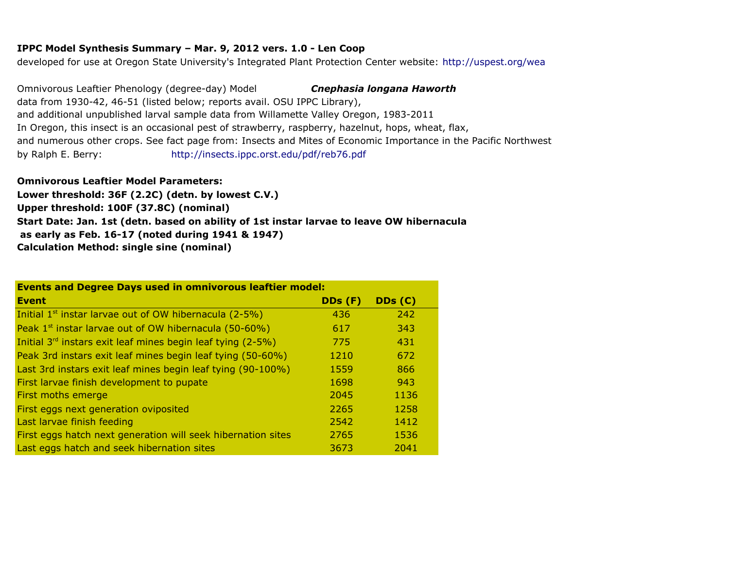**IPPC Model Synthesis Summary – Mar. 9, 2012 vers. 1.0 - Len Coop**

developed for use at Oregon State University's Integrated Plant Protection Center website: http://uspest.org/wea

Omnivorous Leaftier Phenology (degree-day) Model ***Cnephasia longana Haworth***

data from 1930-42, 46-51 (listed below; reports avail. OSU IPPC Library),
and additional unpublished larval sample data from Willamette Valley Oregon, 1983-2011
In Oregon, this insect is an occasional pest of strawberry, raspberry, hazelnut, hops, wheat, flax,
and numerous other crops. See fact page from: Insects and Mites of Economic Importance in the Pacific Northwest
by Ralph E. Berry: http://insects.ippc.orst.edu/pdf/reb76.pdf

**Omnivorous Leaftier Model Parameters:**
**Lower threshold: 36F (2.2C) (detn. by lowest C.V.)**
**Upper threshold: 100F (37.8C) (nominal)**
**Start Date: Jan. 1st (detn. based on ability of 1st instar larvae to leave OW hibernacula as early as Feb. 16-17 (noted during 1941 & 1947)**
**Calculation Method: single sine (nominal)**

| **Events and Degree Days used in omnivorous leaftier model:** | | |
|---|---|---|
| **Event** | **DDs (F)** | **DDs (C)** |
| Initial 1st instar larvae out of OW hibernacula (2-5%) | 436 | 242 |
| Peak 1st instar larvae out of OW hibernacula (50-60%) | 617 | 343 |
| Initial 3rd instars exit leaf mines begin leaf tying (2-5%) | 775 | 431 |
| Peak 3rd instars exit leaf mines begin leaf tying (50-60%) | 1210 | 672 |
| Last 3rd instars exit leaf mines begin leaf tying (90-100%) | 1559 | 866 |
| First larvae finish development to pupate | 1698 | 943 |
| First moths emerge | 2045 | 1136 |
| First eggs next generation oviposited | 2265 | 1258 |
| Last larvae finish feeding | 2542 | 1412 |
| First eggs hatch next generation will seek hibernation sites | 2765 | 1536 |
| Last eggs hatch and seek hibernation sites | 3673 | 2041 |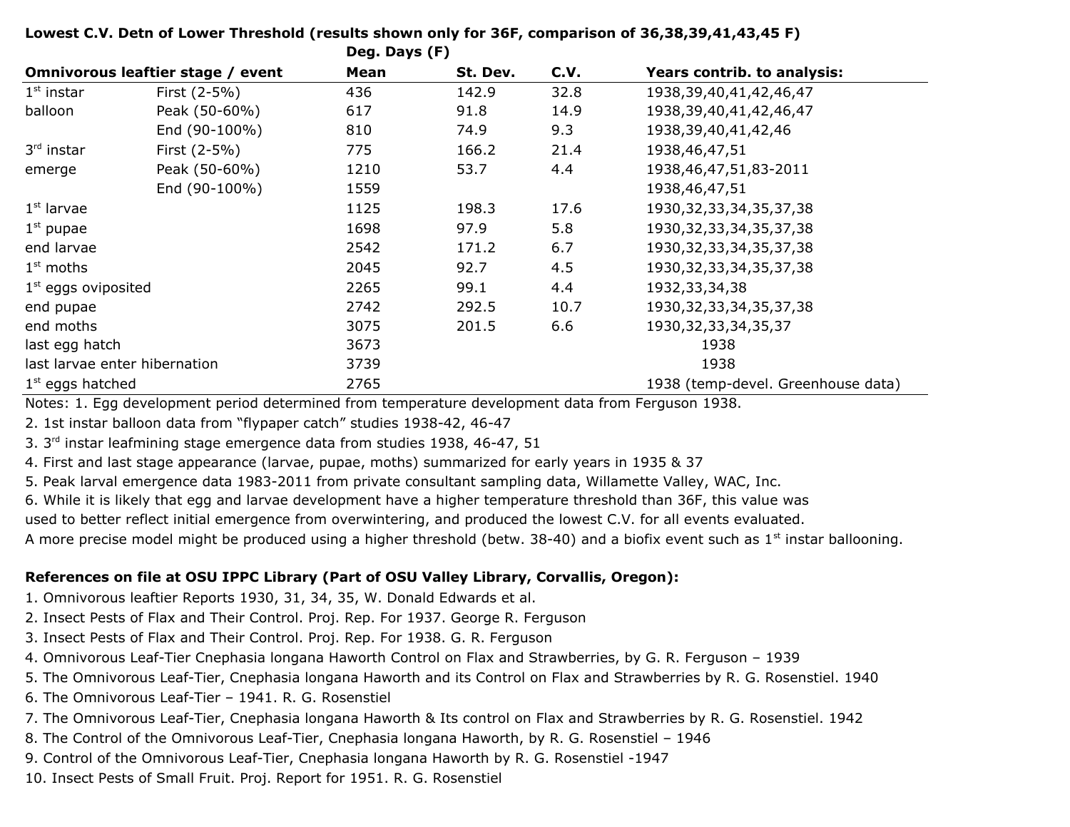**Lowest C.V. Detn of Lower Threshold (results shown only for 36F, comparison of 36,38,39,41,43,45 F)**

| Omnivorous leaftier stage / event | | Deg. Days (F) Mean | St. Dev. | C.V. | Years contrib. to analysis: |
|---|---|---|---|---|---|
| 1st instar | First (2-5%) | 436 | 142.9 | 32.8 | 1938,39,40,41,42,46,47 |
| balloon | Peak (50-60%) | 617 | 91.8 | 14.9 | 1938,39,40,41,42,46,47 |
| | End (90-100%) | 810 | 74.9 | 9.3 | 1938,39,40,41,42,46 |
| 3rd instar | First (2-5%) | 775 | 166.2 | 21.4 | 1938,46,47,51 |
| emerge | Peak (50-60%) | 1210 | 53.7 | 4.4 | 1938,46,47,51,83-2011 |
| | End (90-100%) | 1559 | | | 1938,46,47,51 |
| 1st larvae | | 1125 | 198.3 | 17.6 | 1930,32,33,34,35,37,38 |
| 1st pupae | | 1698 | 97.9 | 5.8 | 1930,32,33,34,35,37,38 |
| end larvae | | 2542 | 171.2 | 6.7 | 1930,32,33,34,35,37,38 |
| 1st moths | | 2045 | 92.7 | 4.5 | 1930,32,33,34,35,37,38 |
| 1st eggs oviposited | | 2265 | 99.1 | 4.4 | 1932,33,34,38 |
| end pupae | | 2742 | 292.5 | 10.7 | 1930,32,33,34,35,37,38 |
| end moths | | 3075 | 201.5 | 6.6 | 1930,32,33,34,35,37 |
| last egg hatch | | 3673 | | | 1938 |
| last larvae enter hibernation | | 3739 | | | 1938 |
| 1st eggs hatched | | 2765 | | | 1938 (temp-devel. Greenhouse data) |

Notes: 1. Egg development period determined from temperature development data from Ferguson 1938.
2. 1st instar balloon data from "flypaper catch" studies 1938-42, 46-47
3. 3rd instar leafmining stage emergence data from studies 1938, 46-47, 51
4. First and last stage appearance (larvae, pupae, moths) summarized for early years in 1935 & 37
5. Peak larval emergence data 1983-2011 from private consultant sampling data, Willamette Valley, WAC, Inc.
6. While it is likely that egg and larvae development have a higher temperature threshold than 36F, this value was used to better reflect initial emergence from overwintering, and produced the lowest C.V. for all events evaluated. A more precise model might be produced using a higher threshold (betw. 38-40) and a biofix event such as 1st instar ballooning.

**References on file at OSU IPPC Library (Part of OSU Valley Library, Corvallis, Oregon):**

1. Omnivorous leaftier Reports 1930, 31, 34, 35, W. Donald Edwards et al.
2. Insect Pests of Flax and Their Control. Proj. Rep. For 1937. George R. Ferguson
3. Insect Pests of Flax and Their Control. Proj. Rep. For 1938. G. R. Ferguson
4. Omnivorous Leaf-Tier Cnephasia longana Haworth Control on Flax and Strawberries, by G. R. Ferguson – 1939
5. The Omnivorous Leaf-Tier, Cnephasia longana Haworth and its Control on Flax and Strawberries by R. G. Rosenstiel. 1940
6. The Omnivorous Leaf-Tier – 1941. R. G. Rosenstiel
7. The Omnivorous Leaf-Tier, Cnephasia longana Haworth & Its control on Flax and Strawberries by R. G. Rosenstiel. 1942
8. The Control of the Omnivorous Leaf-Tier, Cnephasia longana Haworth, by R. G. Rosenstiel – 1946
9. Control of the Omnivorous Leaf-Tier, Cnephasia longana Haworth by R. G. Rosenstiel -1947
10. Insect Pests of Small Fruit. Proj. Report for 1951. R. G. Rosenstiel